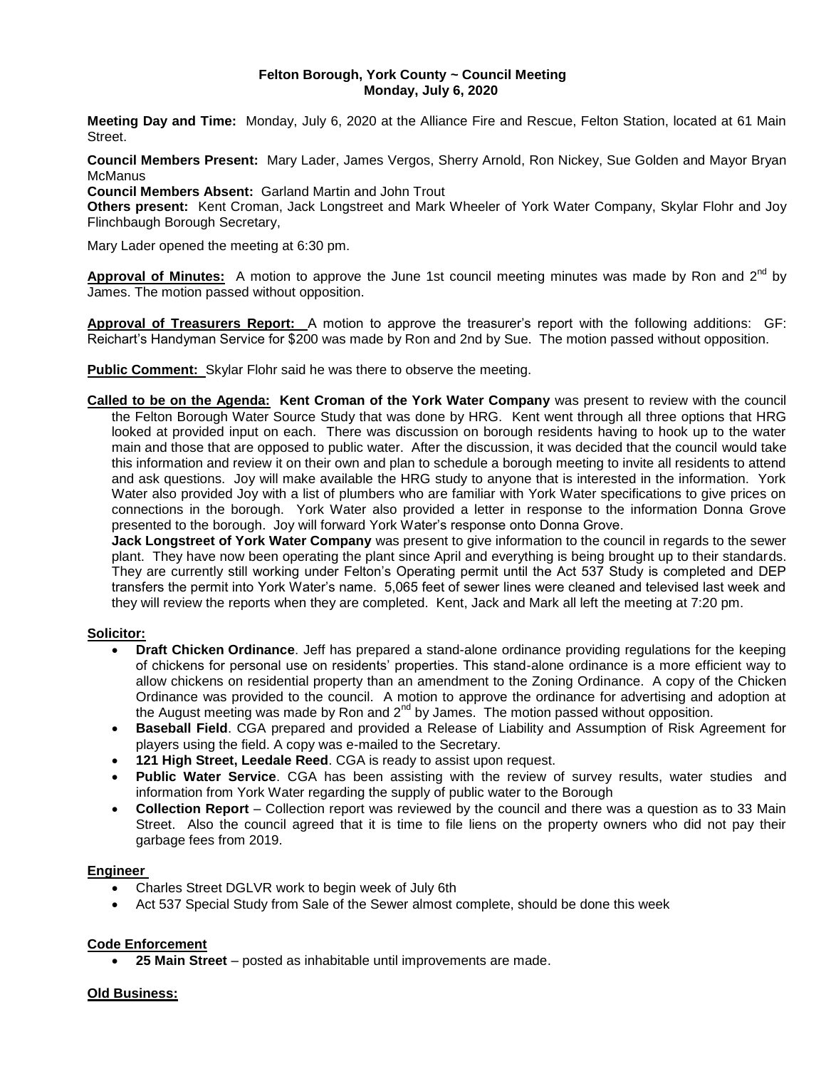**Felton Borough, York County ~ Council Meeting**
**Monday, July 6, 2020**

**Meeting Day and Time:** Monday, July 6, 2020 at the Alliance Fire and Rescue, Felton Station, located at 61 Main Street.

**Council Members Present:** Mary Lader, James Vergos, Sherry Arnold, Ron Nickey, Sue Golden and Mayor Bryan McManus
**Council Members Absent:** Garland Martin and John Trout
**Others present:** Kent Croman, Jack Longstreet and Mark Wheeler of York Water Company, Skylar Flohr and Joy Flinchbaugh Borough Secretary,

Mary Lader opened the meeting at 6:30 pm.

**Approval of Minutes:** A motion to approve the June 1st council meeting minutes was made by Ron and 2nd by James. The motion passed without opposition.

**Approval of Treasurers Report:** A motion to approve the treasurer's report with the following additions: GF: Reichart's Handyman Service for $200 was made by Ron and 2nd by Sue. The motion passed without opposition.

**Public Comment:** Skylar Flohr said he was there to observe the meeting.

**Called to be on the Agenda: Kent Croman of the York Water Company** was present to review with the council the Felton Borough Water Source Study that was done by HRG. Kent went through all three options that HRG looked at provided input on each. There was discussion on borough residents having to hook up to the water main and those that are opposed to public water. After the discussion, it was decided that the council would take this information and review it on their own and plan to schedule a borough meeting to invite all residents to attend and ask questions. Joy will make available the HRG study to anyone that is interested in the information. York Water also provided Joy with a list of plumbers who are familiar with York Water specifications to give prices on connections in the borough. York Water also provided a letter in response to the information Donna Grove presented to the borough. Joy will forward York Water's response onto Donna Grove.

**Jack Longstreet of York Water Company** was present to give information to the council in regards to the sewer plant. They have now been operating the plant since April and everything is being brought up to their standards. They are currently still working under Felton's Operating permit until the Act 537 Study is completed and DEP transfers the permit into York Water's name. 5,065 feet of sewer lines were cleaned and televised last week and they will review the reports when they are completed. Kent, Jack and Mark all left the meeting at 7:20 pm.

**Solicitor:**

- **Draft Chicken Ordinance**. Jeff has prepared a stand-alone ordinance providing regulations for the keeping of chickens for personal use on residents' properties. This stand-alone ordinance is a more efficient way to allow chickens on residential property than an amendment to the Zoning Ordinance. A copy of the Chicken Ordinance was provided to the council. A motion to approve the ordinance for advertising and adoption at the August meeting was made by Ron and 2nd by James. The motion passed without opposition.
- **Baseball Field**. CGA prepared and provided a Release of Liability and Assumption of Risk Agreement for players using the field. A copy was e-mailed to the Secretary.
- **121 High Street, Leedale Reed**. CGA is ready to assist upon request.
- **Public Water Service**. CGA has been assisting with the review of survey results, water studies and information from York Water regarding the supply of public water to the Borough
- **Collection Report** – Collection report was reviewed by the council and there was a question as to 33 Main Street. Also the council agreed that it is time to file liens on the property owners who did not pay their garbage fees from 2019.

**Engineer**

- Charles Street DGLVR work to begin week of July 6th
- Act 537 Special Study from Sale of the Sewer almost complete, should be done this week

**Code Enforcement**

- **25 Main Street** – posted as inhabitable until improvements are made.

**Old Business:**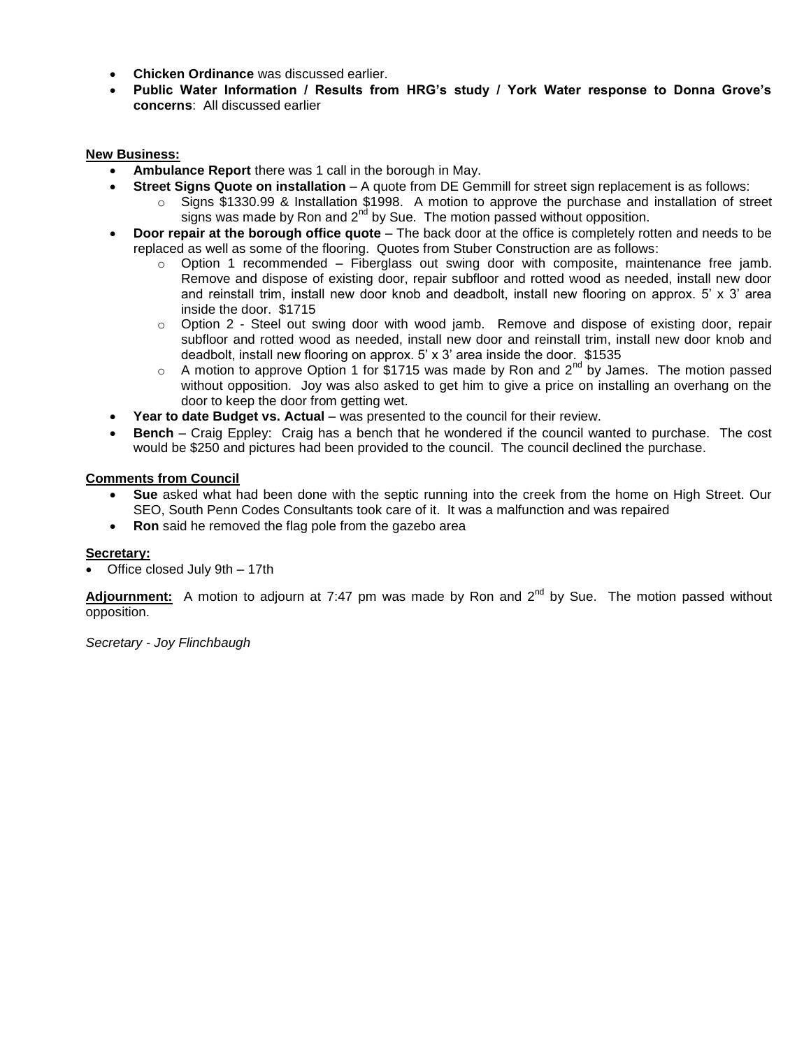- **Chicken Ordinance** was discussed earlier.
- **Public Water Information / Results from HRG's study / York Water response to Donna Grove's concerns**: All discussed earlier

**New Business:**

- **Ambulance Report** there was 1 call in the borough in May.
- **Street Signs Quote on installation** – A quote from DE Gemmill for street sign replacement is as follows:
  - Signs \$1330.99 & Installation \$1998. A motion to approve the purchase and installation of street signs was made by Ron and 2nd by Sue. The motion passed without opposition.
- **Door repair at the borough office quote** – The back door at the office is completely rotten and needs to be replaced as well as some of the flooring. Quotes from Stuber Construction are as follows:
  - Option 1 recommended – Fiberglass out swing door with composite, maintenance free jamb. Remove and dispose of existing door, repair subfloor and rotted wood as needed, install new door and reinstall trim, install new door knob and deadbolt, install new flooring on approx. 5' x 3' area inside the door. \$1715
  - Option 2 - Steel out swing door with wood jamb. Remove and dispose of existing door, repair subfloor and rotted wood as needed, install new door and reinstall trim, install new door knob and deadbolt, install new flooring on approx. 5' x 3' area inside the door. \$1535
  - A motion to approve Option 1 for \$1715 was made by Ron and 2nd by James. The motion passed without opposition. Joy was also asked to get him to give a price on installing an overhang on the door to keep the door from getting wet.
- **Year to date Budget vs. Actual** – was presented to the council for their review.
- **Bench** – Craig Eppley: Craig has a bench that he wondered if the council wanted to purchase. The cost would be \$250 and pictures had been provided to the council. The council declined the purchase.

**Comments from Council**

- **Sue** asked what had been done with the septic running into the creek from the home on High Street. Our SEO, South Penn Codes Consultants took care of it. It was a malfunction and was repaired
- **Ron** said he removed the flag pole from the gazebo area

**Secretary:**

- Office closed July 9th – 17th

**Adjournment:** A motion to adjourn at 7:47 pm was made by Ron and 2nd by Sue. The motion passed without opposition.

*Secretary - Joy Flinchbaugh*